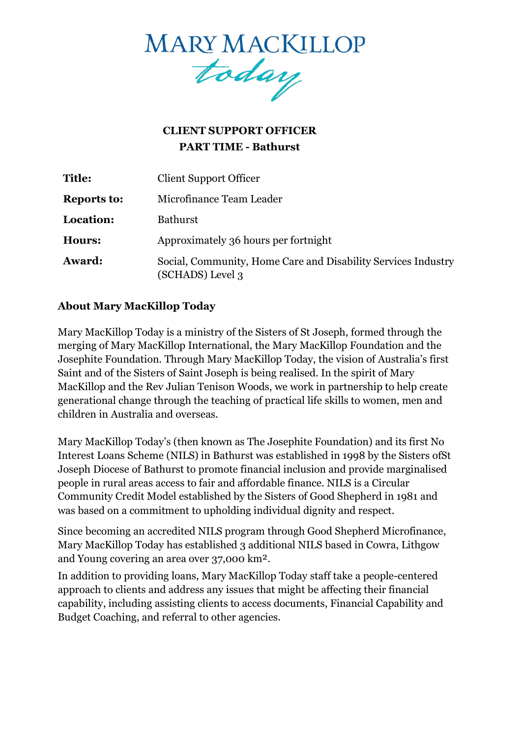MARY MACKILLOP *today*

**CLIENT SUPPORT OFFICER**
**PART TIME - Bathurst**

| | |
|---|---|
| **Title:** | Client Support Officer |
| **Reports to:** | Microfinance Team Leader |
| **Location:** | Bathurst |
| **Hours:** | Approximately 36 hours per fortnight |
| **Award:** | Social, Community, Home Care and Disability Services Industry (SCHADS) Level 3 |

## About Mary MacKillop Today

Mary MacKillop Today is a ministry of the Sisters of St Joseph, formed through the merging of Mary MacKillop International, the Mary MacKillop Foundation and the Josephite Foundation. Through Mary MacKillop Today, the vision of Australia's first Saint and of the Sisters of Saint Joseph is being realised. In the spirit of Mary MacKillop and the Rev Julian Tenison Woods, we work in partnership to help create generational change through the teaching of practical life skills to women, men and children in Australia and overseas.

Mary MacKillop Today's (then known as The Josephite Foundation) and its first No Interest Loans Scheme (NILS) in Bathurst was established in 1998 by the Sisters ofSt Joseph Diocese of Bathurst to promote financial inclusion and provide marginalised people in rural areas access to fair and affordable finance. NILS is a Circular Community Credit Model established by the Sisters of Good Shepherd in 1981 and was based on a commitment to upholding individual dignity and respect.

Since becoming an accredited NILS program through Good Shepherd Microfinance, Mary MacKillop Today has established 3 additional NILS based in Cowra, Lithgow and Young covering an area over 37,000 km².

In addition to providing loans, Mary MacKillop Today staff take a people-centered approach to clients and address any issues that might be affecting their financial capability, including assisting clients to access documents, Financial Capability and Budget Coaching, and referral to other agencies.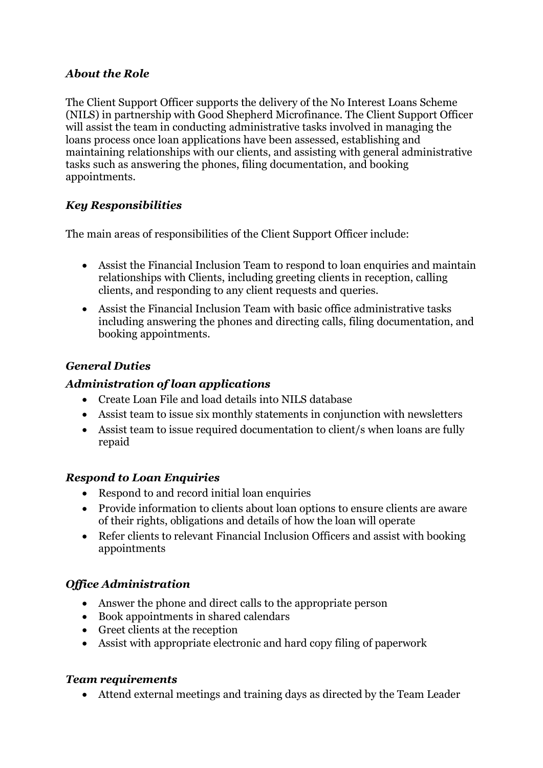### *About the Role*

The Client Support Officer supports the delivery of the No Interest Loans Scheme (NILS) in partnership with Good Shepherd Microfinance. The Client Support Officer will assist the team in conducting administrative tasks involved in managing the loans process once loan applications have been assessed, establishing and maintaining relationships with our clients, and assisting with general administrative tasks such as answering the phones, filing documentation, and booking appointments.

### *Key Responsibilities*

The main areas of responsibilities of the Client Support Officer include:

- Assist the Financial Inclusion Team to respond to loan enquiries and maintain relationships with Clients, including greeting clients in reception, calling clients, and responding to any client requests and queries.
- Assist the Financial Inclusion Team with basic office administrative tasks including answering the phones and directing calls, filing documentation, and booking appointments.

### *General Duties*

#### *Administration of loan applications*

- Create Loan File and load details into NILS database
- Assist team to issue six monthly statements in conjunction with newsletters
- Assist team to issue required documentation to client/s when loans are fully repaid

#### *Respond to Loan Enquiries*

- Respond to and record initial loan enquiries
- Provide information to clients about loan options to ensure clients are aware of their rights, obligations and details of how the loan will operate
- Refer clients to relevant Financial Inclusion Officers and assist with booking appointments

#### *Office Administration*

- Answer the phone and direct calls to the appropriate person
- Book appointments in shared calendars
- Greet clients at the reception
- Assist with appropriate electronic and hard copy filing of paperwork

#### *Team requirements*

- Attend external meetings and training days as directed by the Team Leader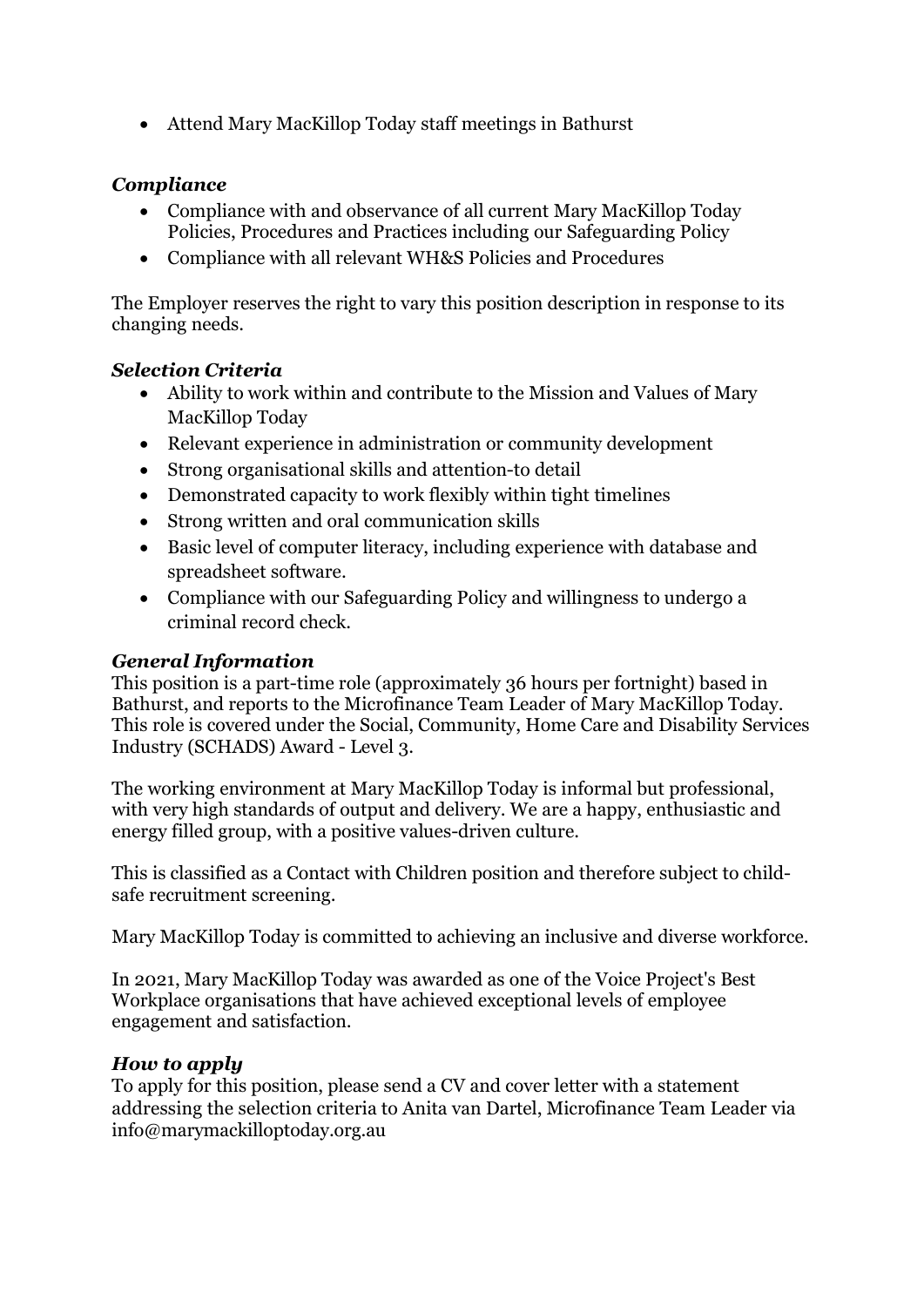- Attend Mary MacKillop Today staff meetings in Bathurst

### *Compliance*

- Compliance with and observance of all current Mary MacKillop Today Policies, Procedures and Practices including our Safeguarding Policy
- Compliance with all relevant WH&S Policies and Procedures

The Employer reserves the right to vary this position description in response to its changing needs.

### *Selection Criteria*

- Ability to work within and contribute to the Mission and Values of Mary MacKillop Today
- Relevant experience in administration or community development
- Strong organisational skills and attention-to detail
- Demonstrated capacity to work flexibly within tight timelines
- Strong written and oral communication skills
- Basic level of computer literacy, including experience with database and spreadsheet software.
- Compliance with our Safeguarding Policy and willingness to undergo a criminal record check.

### *General Information*

This position is a part-time role (approximately 36 hours per fortnight) based in Bathurst, and reports to the Microfinance Team Leader of Mary MacKillop Today. This role is covered under the Social, Community, Home Care and Disability Services Industry (SCHADS) Award - Level 3.

The working environment at Mary MacKillop Today is informal but professional, with very high standards of output and delivery. We are a happy, enthusiastic and energy filled group, with a positive values-driven culture.

This is classified as a Contact with Children position and therefore subject to child-safe recruitment screening.

Mary MacKillop Today is committed to achieving an inclusive and diverse workforce.

In 2021, Mary MacKillop Today was awarded as one of the Voice Project's Best Workplace organisations that have achieved exceptional levels of employee engagement and satisfaction.

### *How to apply*

To apply for this position, please send a CV and cover letter with a statement addressing the selection criteria to Anita van Dartel, Microfinance Team Leader via info@marymackilloptoday.org.au